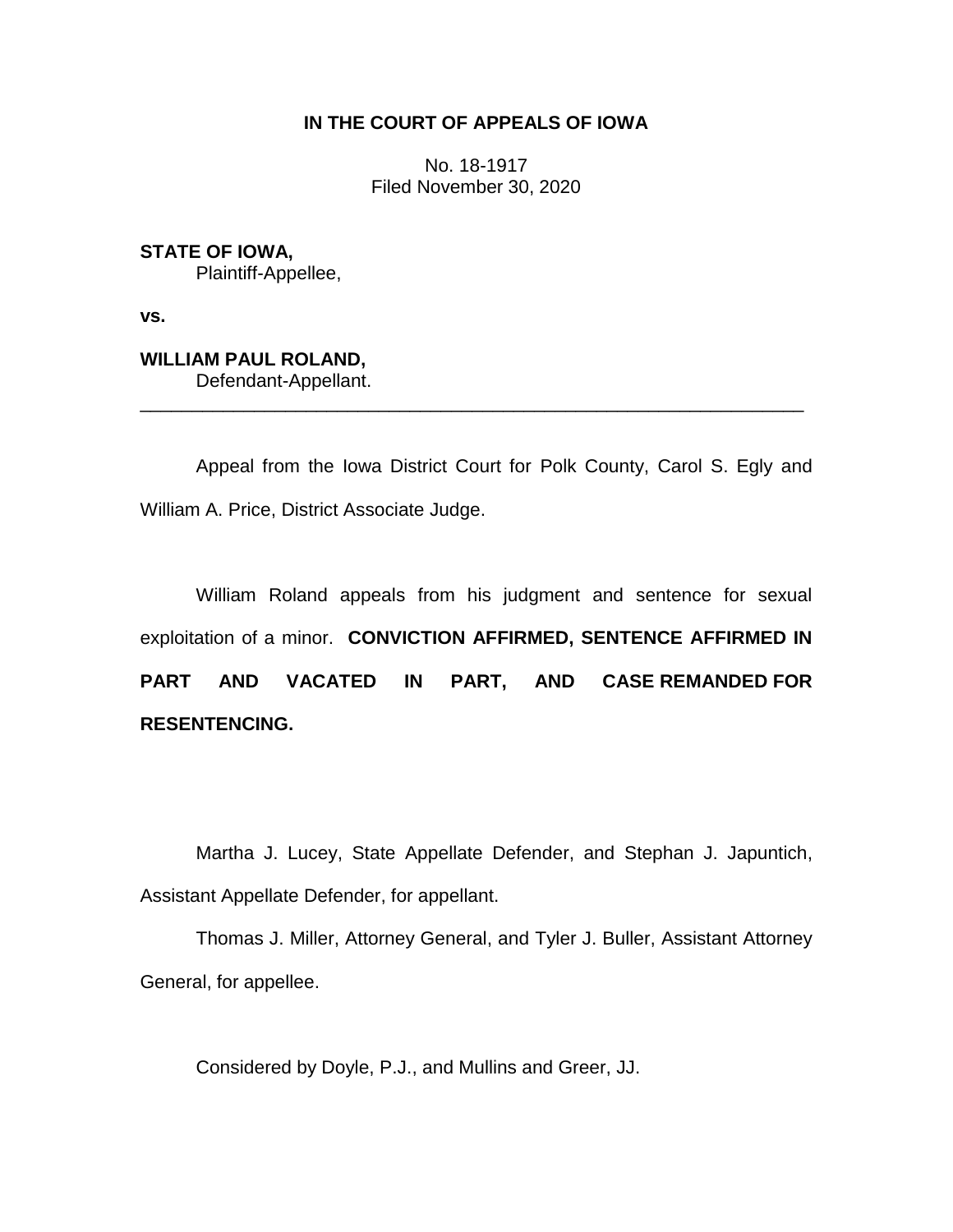**IN THE COURT OF APPEALS OF IOWA**

No. 18-1917
Filed November 30, 2020

**STATE OF IOWA,**
Plaintiff-Appellee,

**vs.**

**WILLIAM PAUL ROLAND,**
Defendant-Appellant.

---

Appeal from the Iowa District Court for Polk County, Carol S. Egly and William A. Price, District Associate Judge.

William Roland appeals from his judgment and sentence for sexual exploitation of a minor. **CONVICTION AFFIRMED, SENTENCE AFFIRMED IN PART AND VACATED IN PART, AND CASE REMANDED FOR RESENTENCING.**

Martha J. Lucey, State Appellate Defender, and Stephan J. Japuntich, Assistant Appellate Defender, for appellant.

Thomas J. Miller, Attorney General, and Tyler J. Buller, Assistant Attorney General, for appellee.

Considered by Doyle, P.J., and Mullins and Greer, JJ.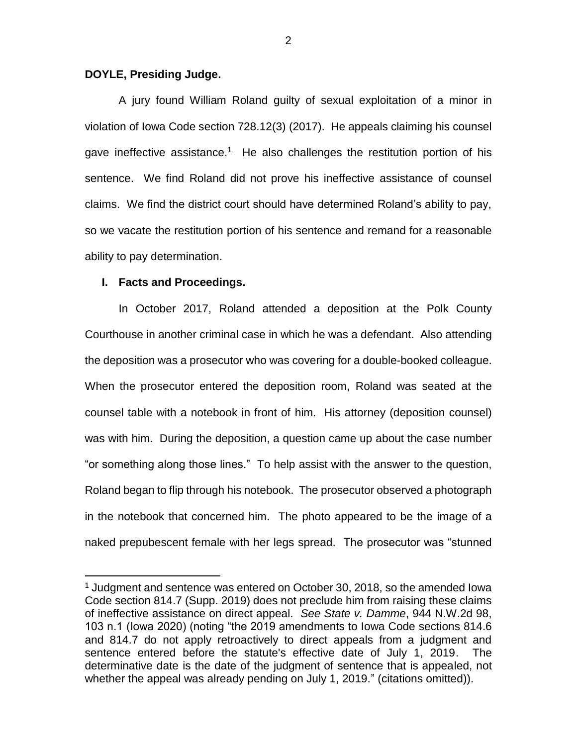**DOYLE, Presiding Judge.**

A jury found William Roland guilty of sexual exploitation of a minor in violation of Iowa Code section 728.12(3) (2017). He appeals claiming his counsel gave ineffective assistance.[1] He also challenges the restitution portion of his sentence. We find Roland did not prove his ineffective assistance of counsel claims. We find the district court should have determined Roland's ability to pay, so we vacate the restitution portion of his sentence and remand for a reasonable ability to pay determination.

## I. Facts and Proceedings.

In October 2017, Roland attended a deposition at the Polk County Courthouse in another criminal case in which he was a defendant. Also attending the deposition was a prosecutor who was covering for a double-booked colleague. When the prosecutor entered the deposition room, Roland was seated at the counsel table with a notebook in front of him. His attorney (deposition counsel) was with him. During the deposition, a question came up about the case number "or something along those lines." To help assist with the answer to the question, Roland began to flip through his notebook. The prosecutor observed a photograph in the notebook that concerned him. The photo appeared to be the image of a naked prepubescent female with her legs spread. The prosecutor was "stunned

---

[1] Judgment and sentence was entered on October 30, 2018, so the amended Iowa Code section 814.7 (Supp. 2019) does not preclude him from raising these claims of ineffective assistance on direct appeal. *See State v. Damme*, 944 N.W.2d 98, 103 n.1 (Iowa 2020) (noting "the 2019 amendments to Iowa Code sections 814.6 and 814.7 do not apply retroactively to direct appeals from a judgment and sentence entered before the statute's effective date of July 1, 2019. The determinative date is the date of the judgment of sentence that is appealed, not whether the appeal was already pending on July 1, 2019." (citations omitted)).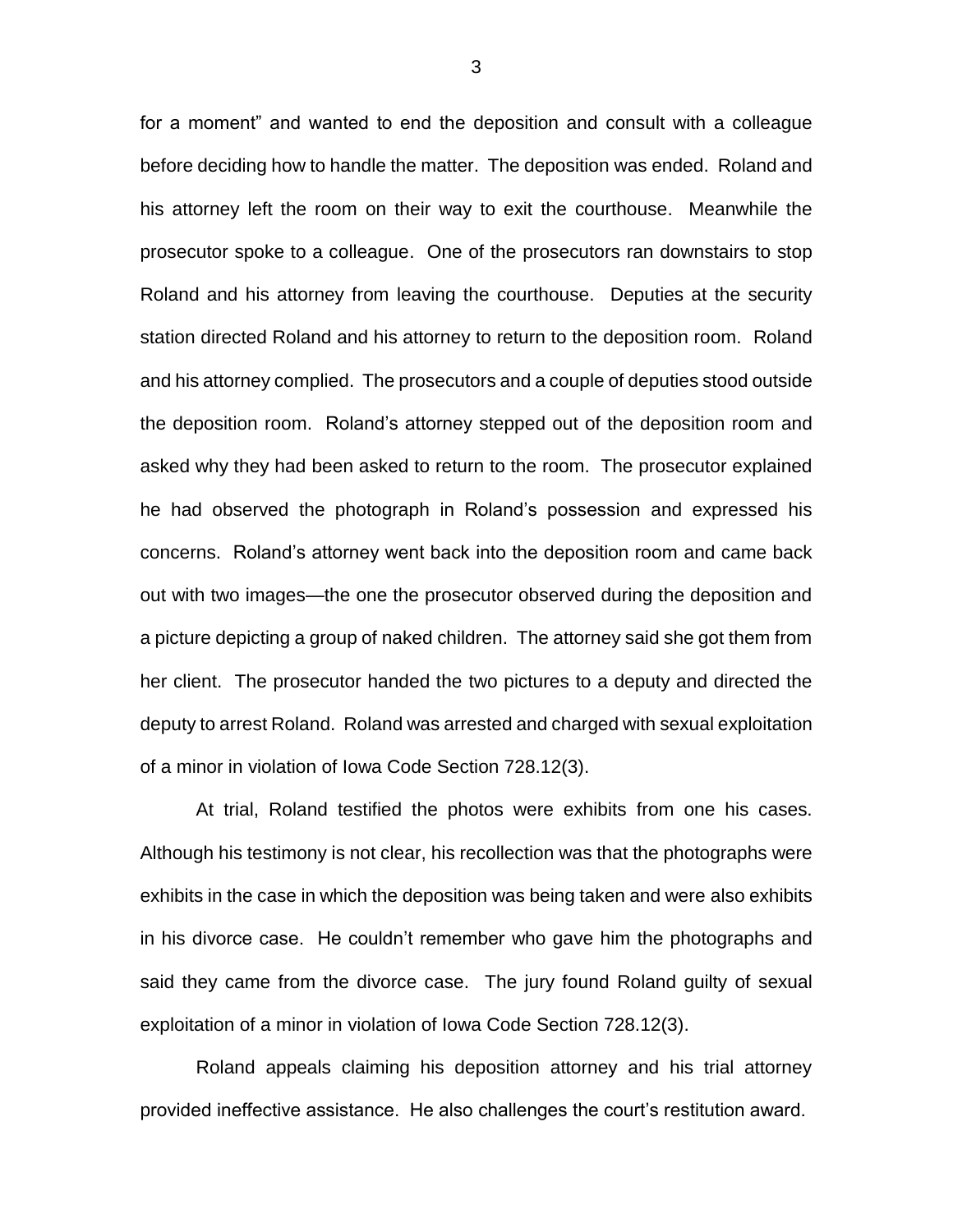for a moment" and wanted to end the deposition and consult with a colleague before deciding how to handle the matter. The deposition was ended. Roland and his attorney left the room on their way to exit the courthouse. Meanwhile the prosecutor spoke to a colleague. One of the prosecutors ran downstairs to stop Roland and his attorney from leaving the courthouse. Deputies at the security station directed Roland and his attorney to return to the deposition room. Roland and his attorney complied. The prosecutors and a couple of deputies stood outside the deposition room. Roland's attorney stepped out of the deposition room and asked why they had been asked to return to the room. The prosecutor explained he had observed the photograph in Roland's possession and expressed his concerns. Roland's attorney went back into the deposition room and came back out with two images—the one the prosecutor observed during the deposition and a picture depicting a group of naked children. The attorney said she got them from her client. The prosecutor handed the two pictures to a deputy and directed the deputy to arrest Roland. Roland was arrested and charged with sexual exploitation of a minor in violation of Iowa Code Section 728.12(3).

At trial, Roland testified the photos were exhibits from one his cases. Although his testimony is not clear, his recollection was that the photographs were exhibits in the case in which the deposition was being taken and were also exhibits in his divorce case. He couldn't remember who gave him the photographs and said they came from the divorce case. The jury found Roland guilty of sexual exploitation of a minor in violation of Iowa Code Section 728.12(3).

Roland appeals claiming his deposition attorney and his trial attorney provided ineffective assistance. He also challenges the court's restitution award.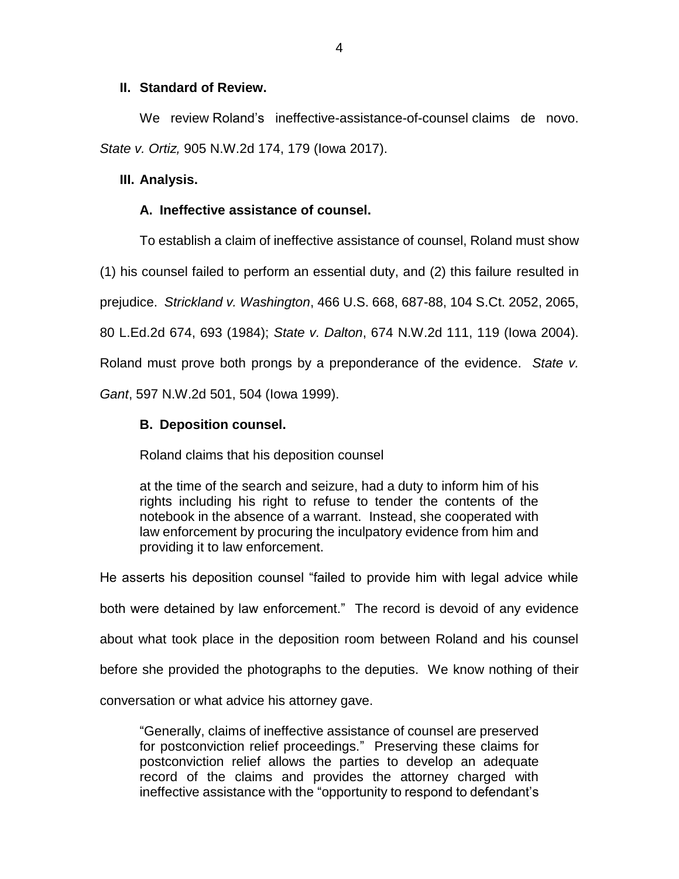## II. Standard of Review.

We review Roland's ineffective-assistance-of-counsel claims de novo. *State v. Ortiz,* 905 N.W.2d 174, 179 (Iowa 2017).

## III. Analysis.

### A. Ineffective assistance of counsel.

To establish a claim of ineffective assistance of counsel, Roland must show (1) his counsel failed to perform an essential duty, and (2) this failure resulted in prejudice. *Strickland v. Washington*, 466 U.S. 668, 687-88, 104 S.Ct. 2052, 2065, 80 L.Ed.2d 674, 693 (1984); *State v. Dalton*, 674 N.W.2d 111, 119 (Iowa 2004). Roland must prove both prongs by a preponderance of the evidence. *State v. Gant*, 597 N.W.2d 501, 504 (Iowa 1999).

### B. Deposition counsel.

Roland claims that his deposition counsel

> at the time of the search and seizure, had a duty to inform him of his rights including his right to refuse to tender the contents of the notebook in the absence of a warrant. Instead, she cooperated with law enforcement by procuring the inculpatory evidence from him and providing it to law enforcement.

He asserts his deposition counsel "failed to provide him with legal advice while both were detained by law enforcement." The record is devoid of any evidence about what took place in the deposition room between Roland and his counsel before she provided the photographs to the deputies. We know nothing of their conversation or what advice his attorney gave.

> "Generally, claims of ineffective assistance of counsel are preserved for postconviction relief proceedings." Preserving these claims for postconviction relief allows the parties to develop an adequate record of the claims and provides the attorney charged with ineffective assistance with the "opportunity to respond to defendant's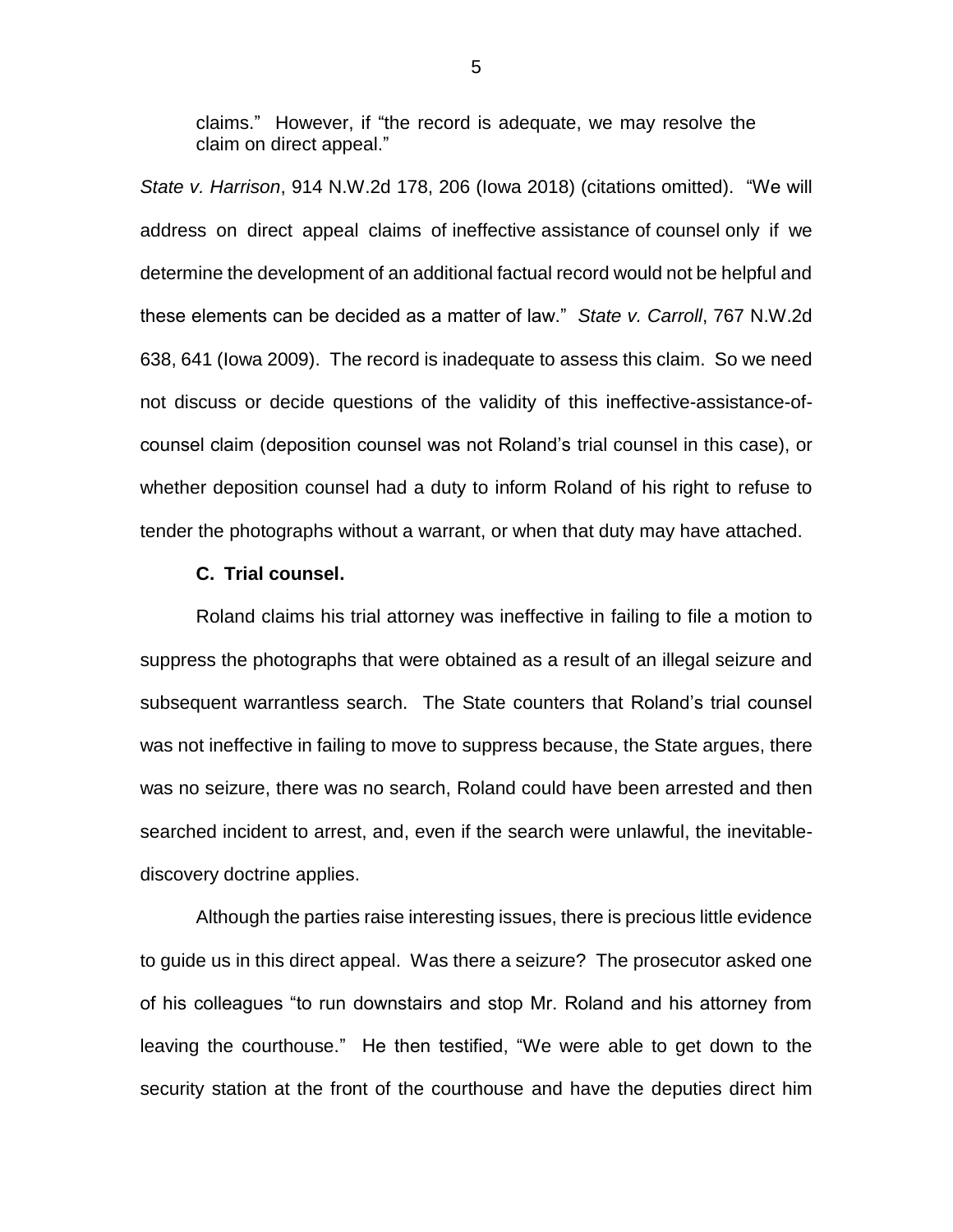claims." However, if "the record is adequate, we may resolve the claim on direct appeal."

*State v. Harrison*, 914 N.W.2d 178, 206 (Iowa 2018) (citations omitted). "We will address on direct appeal claims of ineffective assistance of counsel only if we determine the development of an additional factual record would not be helpful and these elements can be decided as a matter of law." *State v. Carroll*, 767 N.W.2d 638, 641 (Iowa 2009). The record is inadequate to assess this claim. So we need not discuss or decide questions of the validity of this ineffective-assistance-of-counsel claim (deposition counsel was not Roland's trial counsel in this case), or whether deposition counsel had a duty to inform Roland of his right to refuse to tender the photographs without a warrant, or when that duty may have attached.

**C. Trial counsel.**

Roland claims his trial attorney was ineffective in failing to file a motion to suppress the photographs that were obtained as a result of an illegal seizure and subsequent warrantless search. The State counters that Roland's trial counsel was not ineffective in failing to move to suppress because, the State argues, there was no seizure, there was no search, Roland could have been arrested and then searched incident to arrest, and, even if the search were unlawful, the inevitable-discovery doctrine applies.

Although the parties raise interesting issues, there is precious little evidence to guide us in this direct appeal. Was there a seizure? The prosecutor asked one of his colleagues "to run downstairs and stop Mr. Roland and his attorney from leaving the courthouse." He then testified, "We were able to get down to the security station at the front of the courthouse and have the deputies direct him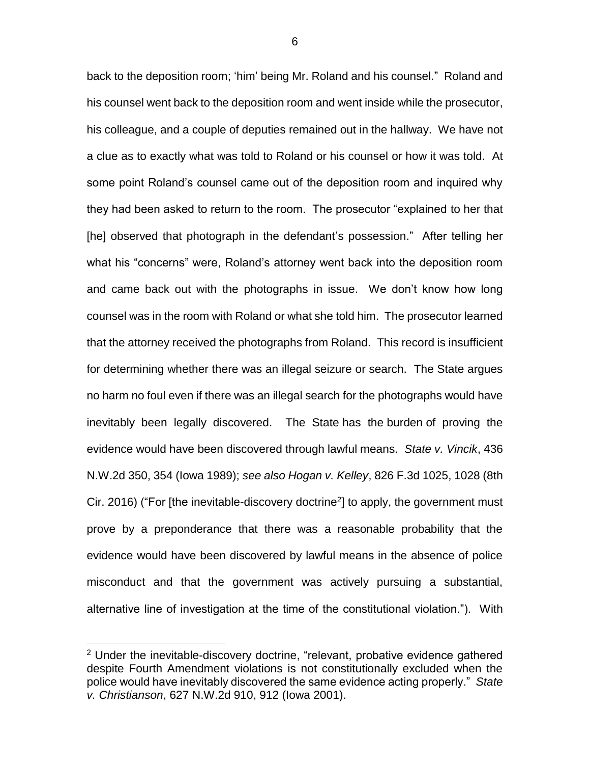back to the deposition room; 'him' being Mr. Roland and his counsel." Roland and his counsel went back to the deposition room and went inside while the prosecutor, his colleague, and a couple of deputies remained out in the hallway. We have not a clue as to exactly what was told to Roland or his counsel or how it was told. At some point Roland's counsel came out of the deposition room and inquired why they had been asked to return to the room. The prosecutor "explained to her that [he] observed that photograph in the defendant's possession." After telling her what his "concerns" were, Roland's attorney went back into the deposition room and came back out with the photographs in issue. We don't know how long counsel was in the room with Roland or what she told him. The prosecutor learned that the attorney received the photographs from Roland. This record is insufficient for determining whether there was an illegal seizure or search. The State argues no harm no foul even if there was an illegal search for the photographs would have inevitably been legally discovered. The State has the burden of proving the evidence would have been discovered through lawful means. *State v. Vincik*, 436 N.W.2d 350, 354 (Iowa 1989); *see also Hogan v. Kelley*, 826 F.3d 1025, 1028 (8th Cir. 2016) ("For [the inevitable-discovery doctrine[2]] to apply, the government must prove by a preponderance that there was a reasonable probability that the evidence would have been discovered by lawful means in the absence of police misconduct and that the government was actively pursuing a substantial, alternative line of investigation at the time of the constitutional violation."). With

[2] Under the inevitable-discovery doctrine, "relevant, probative evidence gathered despite Fourth Amendment violations is not constitutionally excluded when the police would have inevitably discovered the same evidence acting properly." *State v. Christianson*, 627 N.W.2d 910, 912 (Iowa 2001).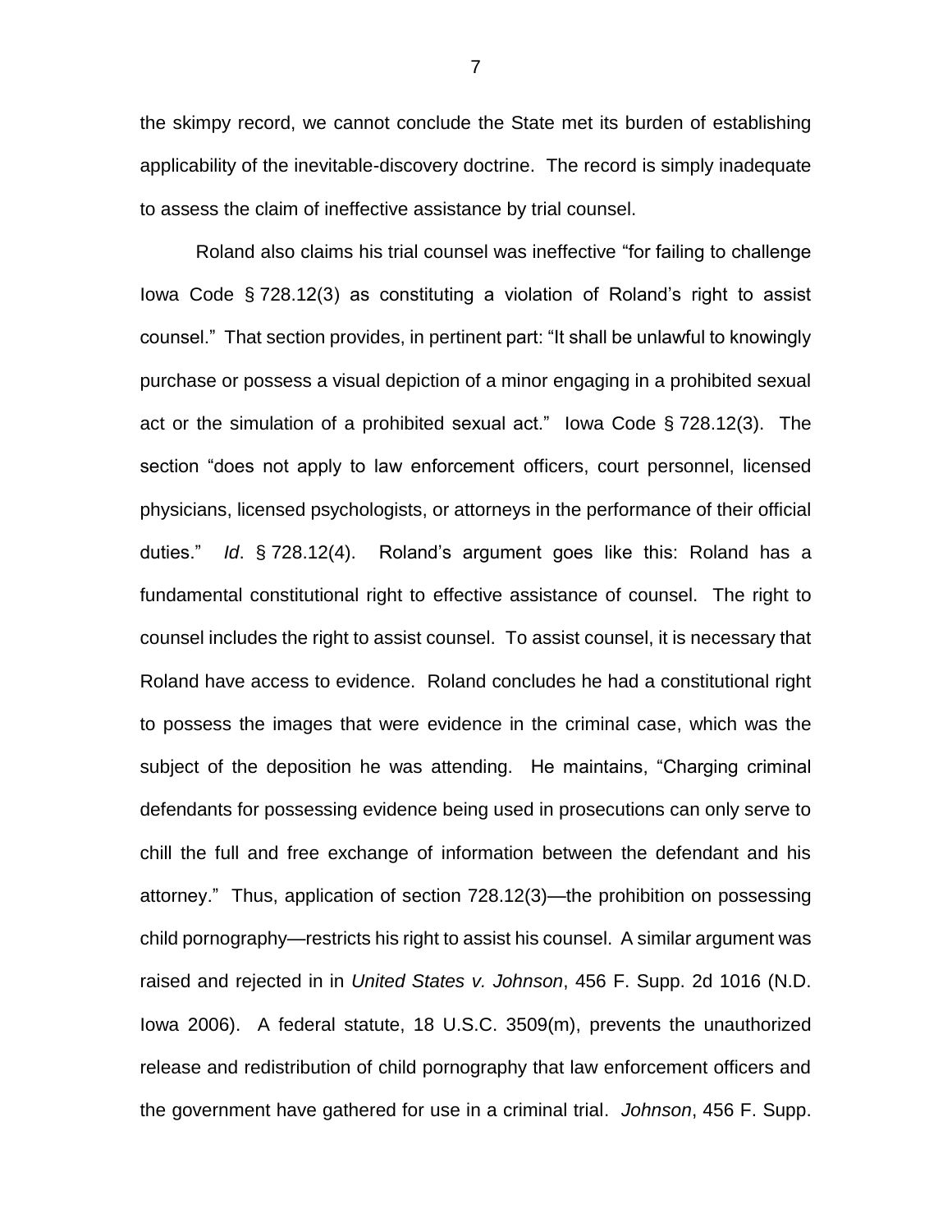the skimpy record, we cannot conclude the State met its burden of establishing applicability of the inevitable-discovery doctrine. The record is simply inadequate to assess the claim of ineffective assistance by trial counsel.

Roland also claims his trial counsel was ineffective "for failing to challenge Iowa Code § 728.12(3) as constituting a violation of Roland's right to assist counsel." That section provides, in pertinent part: "It shall be unlawful to knowingly purchase or possess a visual depiction of a minor engaging in a prohibited sexual act or the simulation of a prohibited sexual act." Iowa Code § 728.12(3). The section "does not apply to law enforcement officers, court personnel, licensed physicians, licensed psychologists, or attorneys in the performance of their official duties." *Id*. § 728.12(4). Roland's argument goes like this: Roland has a fundamental constitutional right to effective assistance of counsel. The right to counsel includes the right to assist counsel. To assist counsel, it is necessary that Roland have access to evidence. Roland concludes he had a constitutional right to possess the images that were evidence in the criminal case, which was the subject of the deposition he was attending. He maintains, "Charging criminal defendants for possessing evidence being used in prosecutions can only serve to chill the full and free exchange of information between the defendant and his attorney." Thus, application of section 728.12(3)—the prohibition on possessing child pornography—restricts his right to assist his counsel. A similar argument was raised and rejected in in *United States v. Johnson*, 456 F. Supp. 2d 1016 (N.D. Iowa 2006). A federal statute, 18 U.S.C. 3509(m), prevents the unauthorized release and redistribution of child pornography that law enforcement officers and the government have gathered for use in a criminal trial. *Johnson*, 456 F. Supp.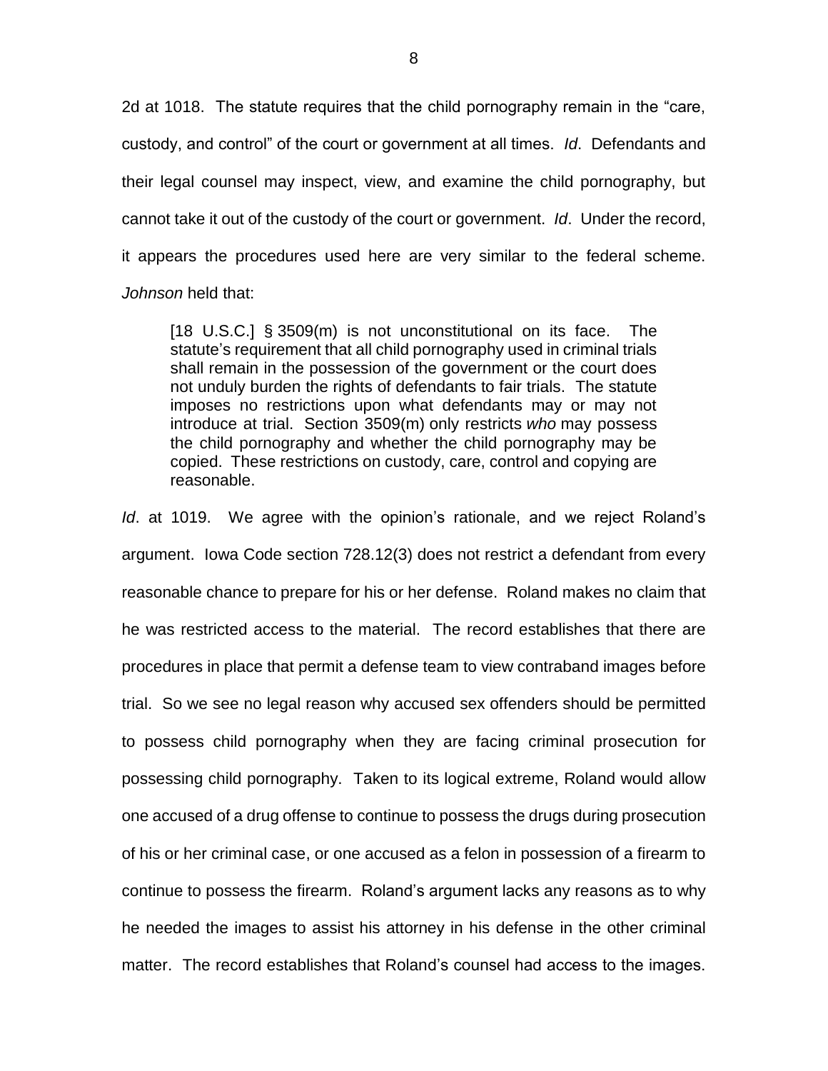2d at 1018. The statute requires that the child pornography remain in the "care, custody, and control" of the court or government at all times. *Id*. Defendants and their legal counsel may inspect, view, and examine the child pornography, but cannot take it out of the custody of the court or government. *Id*. Under the record, it appears the procedures used here are very similar to the federal scheme. *Johnson* held that:

> [18 U.S.C.] § 3509(m) is not unconstitutional on its face. The statute's requirement that all child pornography used in criminal trials shall remain in the possession of the government or the court does not unduly burden the rights of defendants to fair trials. The statute imposes no restrictions upon what defendants may or may not introduce at trial. Section 3509(m) only restricts *who* may possess the child pornography and whether the child pornography may be copied. These restrictions on custody, care, control and copying are reasonable.

*Id*. at 1019. We agree with the opinion's rationale, and we reject Roland's argument. Iowa Code section 728.12(3) does not restrict a defendant from every reasonable chance to prepare for his or her defense. Roland makes no claim that he was restricted access to the material. The record establishes that there are procedures in place that permit a defense team to view contraband images before trial. So we see no legal reason why accused sex offenders should be permitted to possess child pornography when they are facing criminal prosecution for possessing child pornography. Taken to its logical extreme, Roland would allow one accused of a drug offense to continue to possess the drugs during prosecution of his or her criminal case, or one accused as a felon in possession of a firearm to continue to possess the firearm. Roland's argument lacks any reasons as to why he needed the images to assist his attorney in his defense in the other criminal matter. The record establishes that Roland's counsel had access to the images.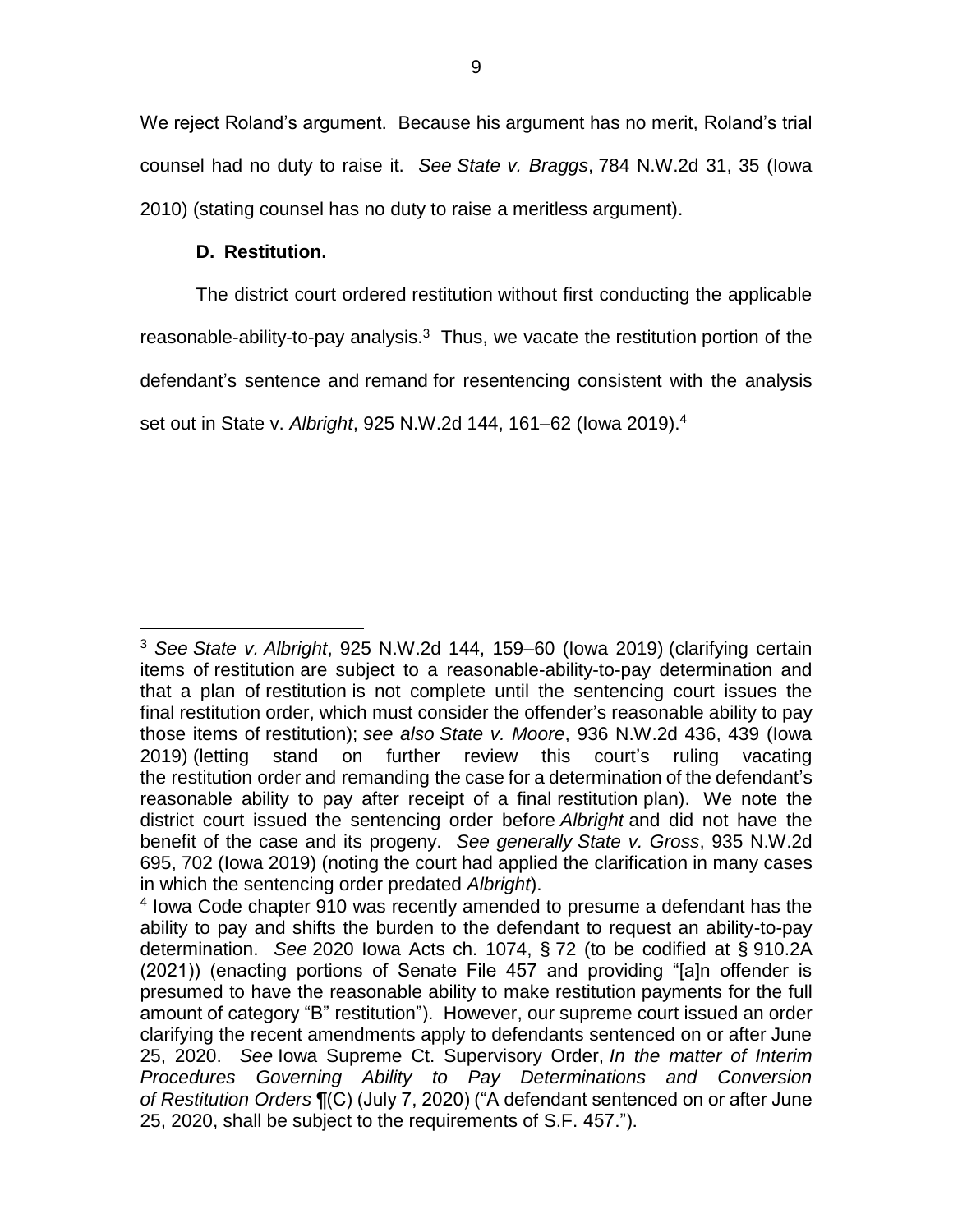We reject Roland's argument. Because his argument has no merit, Roland's trial counsel had no duty to raise it. *See State v. Braggs*, 784 N.W.2d 31, 35 (Iowa 2010) (stating counsel has no duty to raise a meritless argument).

**D. Restitution.**

The district court ordered restitution without first conducting the applicable reasonable-ability-to-pay analysis.[3] Thus, we vacate the restitution portion of the defendant's sentence and remand for resentencing consistent with the analysis set out in State v. *Albright*, 925 N.W.2d 144, 161–62 (Iowa 2019).[4]

---

[3] *See State v. Albright*, 925 N.W.2d 144, 159–60 (Iowa 2019) (clarifying certain items of restitution are subject to a reasonable-ability-to-pay determination and that a plan of restitution is not complete until the sentencing court issues the final restitution order, which must consider the offender's reasonable ability to pay those items of restitution); *see also State v. Moore*, 936 N.W.2d 436, 439 (Iowa 2019) (letting stand on further review this court's ruling vacating the restitution order and remanding the case for a determination of the defendant's reasonable ability to pay after receipt of a final restitution plan). We note the district court issued the sentencing order before *Albright* and did not have the benefit of the case and its progeny. *See generally State v. Gross*, 935 N.W.2d 695, 702 (Iowa 2019) (noting the court had applied the clarification in many cases in which the sentencing order predated *Albright*).

[4] Iowa Code chapter 910 was recently amended to presume a defendant has the ability to pay and shifts the burden to the defendant to request an ability-to-pay determination. *See* 2020 Iowa Acts ch. 1074, § 72 (to be codified at § 910.2A (2021)) (enacting portions of Senate File 457 and providing "[a]n offender is presumed to have the reasonable ability to make restitution payments for the full amount of category "B" restitution"). However, our supreme court issued an order clarifying the recent amendments apply to defendants sentenced on or after June 25, 2020. *See* Iowa Supreme Ct. Supervisory Order, *In the matter of Interim Procedures Governing Ability to Pay Determinations and Conversion of Restitution Orders* ¶(C) (July 7, 2020) ("A defendant sentenced on or after June 25, 2020, shall be subject to the requirements of S.F. 457.").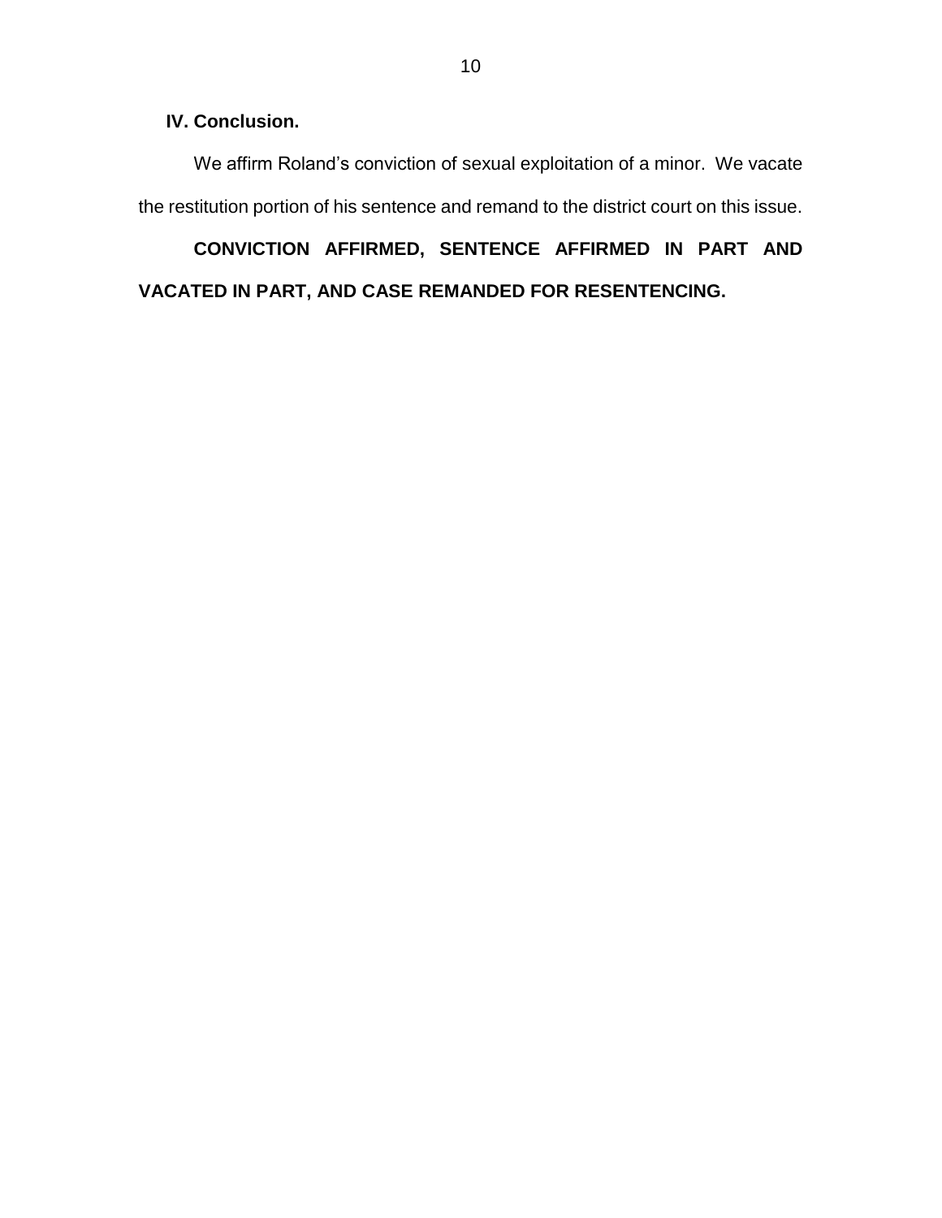## IV. Conclusion.

We affirm Roland's conviction of sexual exploitation of a minor. We vacate the restitution portion of his sentence and remand to the district court on this issue.

**CONVICTION AFFIRMED, SENTENCE AFFIRMED IN PART AND VACATED IN PART, AND CASE REMANDED FOR RESENTENCING.**